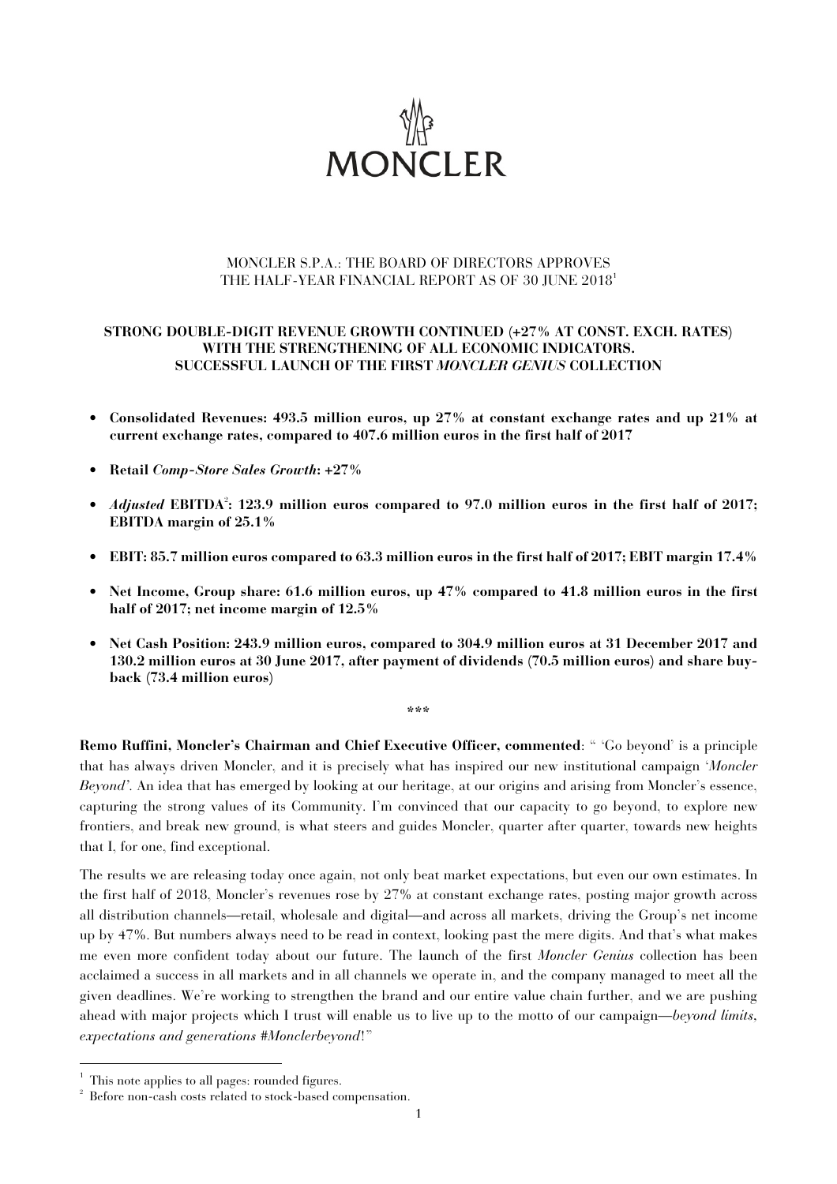# MONCLER

MONCLER S.P.A.: THE BOARD OF DIRECTORS APPROVES
THE HALF-YEAR FINANCIAL REPORT AS OF 30 JUNE 2018[1]

**STRONG DOUBLE-DIGIT REVENUE GROWTH CONTINUED (+27% AT CONST. EXCH. RATES) WITH THE STRENGTHENING OF ALL ECONOMIC INDICATORS. SUCCESSFUL LAUNCH OF THE FIRST *MONCLER GENIUS* COLLECTION**

- **Consolidated Revenues: 493.5 million euros, up 27% at constant exchange rates and up 21% at current exchange rates, compared to 407.6 million euros in the first half of 2017**
- **Retail *Comp-Store Sales Growth*: +27%**
- ***Adjusted* EBITDA[2]: 123.9 million euros compared to 97.0 million euros in the first half of 2017; EBITDA margin of 25.1%**
- **EBIT: 85.7 million euros compared to 63.3 million euros in the first half of 2017; EBIT margin 17.4%**
- **Net Income, Group share: 61.6 million euros, up 47% compared to 41.8 million euros in the first half of 2017; net income margin of 12.5%**
- **Net Cash Position: 243.9 million euros, compared to 304.9 million euros at 31 December 2017 and 130.2 million euros at 30 June 2017, after payment of dividends (70.5 million euros) and share buy-back (73.4 million euros)**

\*\*\*

**Remo Ruffini, Moncler's Chairman and Chief Executive Officer, commented**: " 'Go beyond' is a principle that has always driven Moncler, and it is precisely what has inspired our new institutional campaign '*Moncler Beyond*'. An idea that has emerged by looking at our heritage, at our origins and arising from Moncler's essence, capturing the strong values of its Community. I'm convinced that our capacity to go beyond, to explore new frontiers, and break new ground, is what steers and guides Moncler, quarter after quarter, towards new heights that I, for one, find exceptional.

The results we are releasing today once again, not only beat market expectations, but even our own estimates. In the first half of 2018, Moncler's revenues rose by 27% at constant exchange rates, posting major growth across all distribution channels—retail, wholesale and digital—and across all markets, driving the Group's net income up by 47%. But numbers always need to be read in context, looking past the mere digits. And that's what makes me even more confident today about our future. The launch of the first *Moncler Genius* collection has been acclaimed a success in all markets and in all channels we operate in, and the company managed to meet all the given deadlines. We're working to strengthen the brand and our entire value chain further, and we are pushing ahead with major projects which I trust will enable us to live up to the motto of our campaign—*beyond limits, expectations and generations #Monclerbeyond*!"

[1] This note applies to all pages: rounded figures.

[2] Before non-cash costs related to stock-based compensation.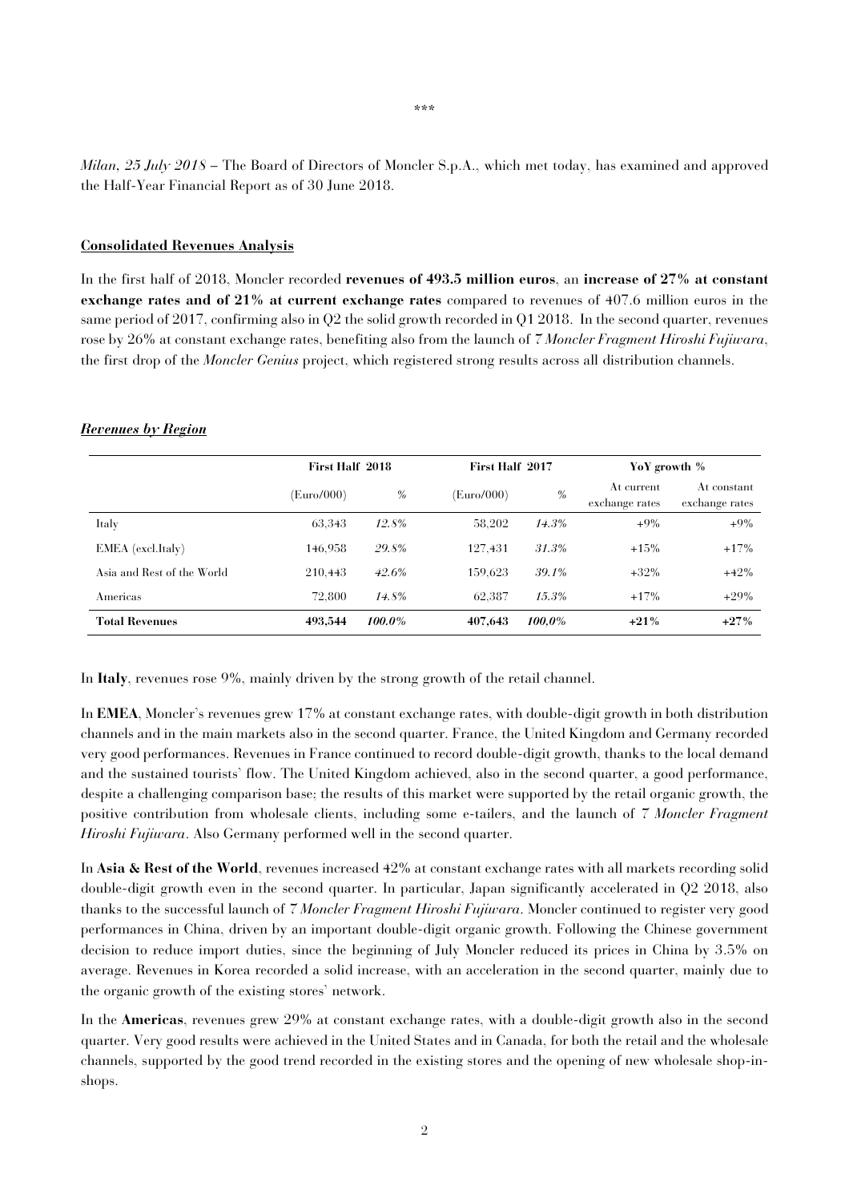\*\*\*

*Milan, 25 July 2018* – The Board of Directors of Moncler S.p.A., which met today, has examined and approved the Half-Year Financial Report as of 30 June 2018.

**Consolidated Revenues Analysis**

In the first half of 2018, Moncler recorded **revenues of 493.5 million euros**, an **increase of 27% at constant exchange rates and of 21% at current exchange rates** compared to revenues of 407.6 million euros in the same period of 2017, confirming also in Q2 the solid growth recorded in Q1 2018. In the second quarter, revenues rose by 26% at constant exchange rates, benefiting also from the launch of *7 Moncler Fragment Hiroshi Fujiwara*, the first drop of the *Moncler Genius* project, which registered strong results across all distribution channels.

***Revenues by Region***

| | First Half 2018 | | First Half 2017 | | YoY growth % | |
|---|---|---|---|---|---|---|
| | (Euro/000) | % | (Euro/000) | % | At current exchange rates | At constant exchange rates |
| Italy | 63,343 | *12.8%* | 58,202 | *14.3%* | +9% | +9% |
| EMEA (excl.Italy) | 146,958 | *29.8%* | 127,431 | *31.3%* | +15% | +17% |
| Asia and Rest of the World | 210,443 | *42.6%* | 159,623 | *39.1%* | +32% | +42% |
| Americas | 72,800 | *14.8%* | 62,387 | *15.3%* | +17% | +29% |
| **Total Revenues** | **493,544** | ***100.0%*** | **407,643** | ***100.0%*** | **+21%** | **+27%** |

In **Italy**, revenues rose 9%, mainly driven by the strong growth of the retail channel.

In **EMEA**, Moncler's revenues grew 17% at constant exchange rates, with double-digit growth in both distribution channels and in the main markets also in the second quarter. France, the United Kingdom and Germany recorded very good performances. Revenues in France continued to record double-digit growth, thanks to the local demand and the sustained tourists' flow. The United Kingdom achieved, also in the second quarter, a good performance, despite a challenging comparison base; the results of this market were supported by the retail organic growth, the positive contribution from wholesale clients, including some e-tailers, and the launch of *7 Moncler Fragment Hiroshi Fujiwara*. Also Germany performed well in the second quarter.

In **Asia & Rest of the World**, revenues increased 42% at constant exchange rates with all markets recording solid double-digit growth even in the second quarter. In particular, Japan significantly accelerated in Q2 2018, also thanks to the successful launch of *7 Moncler Fragment Hiroshi Fujiwara*. Moncler continued to register very good performances in China, driven by an important double-digit organic growth. Following the Chinese government decision to reduce import duties, since the beginning of July Moncler reduced its prices in China by 3.5% on average. Revenues in Korea recorded a solid increase, with an acceleration in the second quarter, mainly due to the organic growth of the existing stores' network.

In the **Americas**, revenues grew 29% at constant exchange rates, with a double-digit growth also in the second quarter. Very good results were achieved in the United States and in Canada, for both the retail and the wholesale channels, supported by the good trend recorded in the existing stores and the opening of new wholesale shop-in-shops.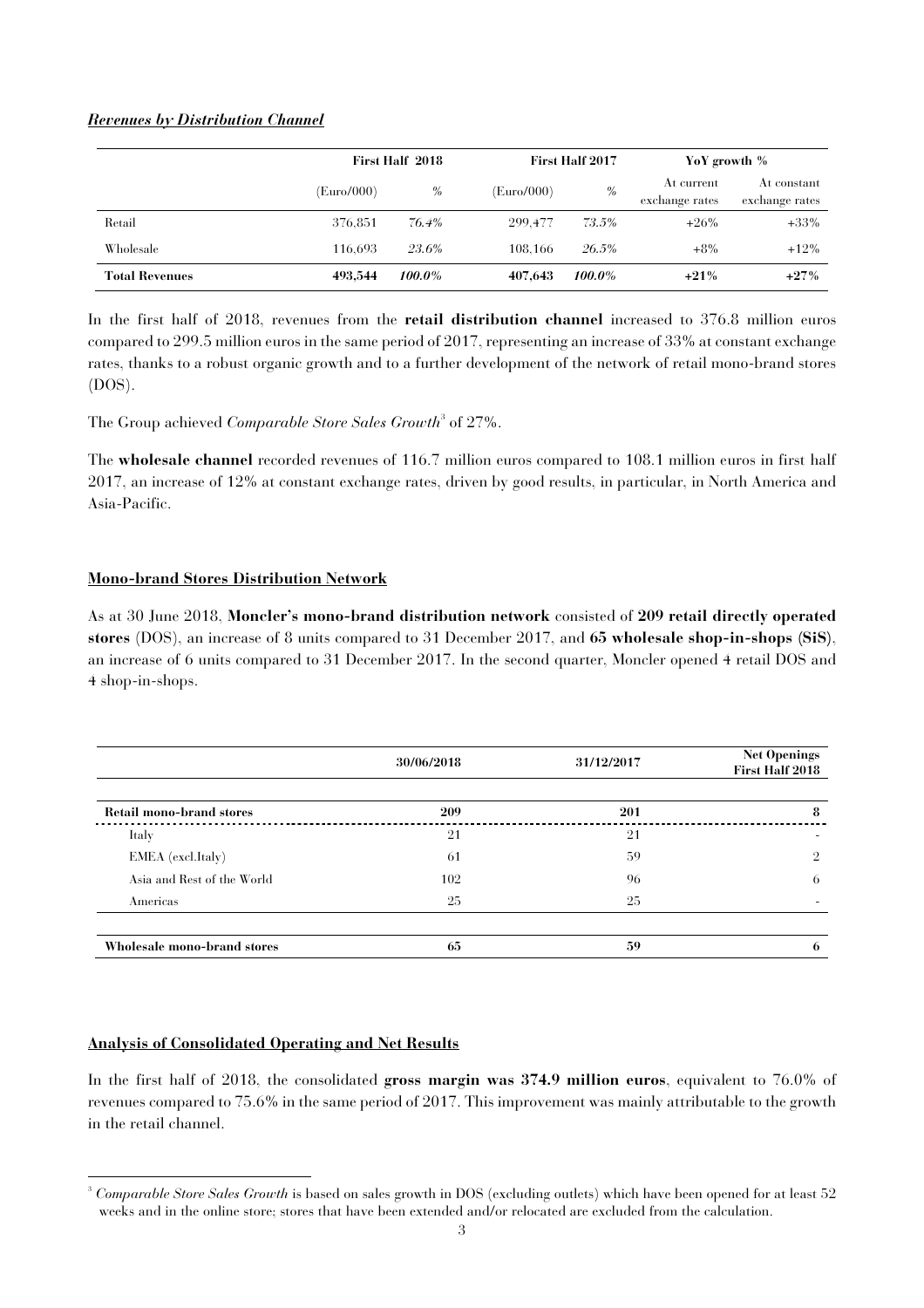***Revenues by Distribution Channel***

| | First Half 2018 | | First Half 2017 | | YoY growth % | |
|---|---|---|---|---|---|---|
| | (Euro/000) | % | (Euro/000) | % | At current exchange rates | At constant exchange rates |
| Retail | 376,851 | *76.4%* | 299,477 | *73.5%* | +26% | +33% |
| Wholesale | 116,693 | *23.6%* | 108,166 | *26.5%* | +8% | +12% |
| **Total Revenues** | **493,544** | ***100.0%*** | **407,643** | ***100.0%*** | **+21%** | **+27%** |

In the first half of 2018, revenues from the **retail distribution channel** increased to 376.8 million euros compared to 299.5 million euros in the same period of 2017, representing an increase of 33% at constant exchange rates, thanks to a robust organic growth and to a further development of the network of retail mono-brand stores (DOS).

The Group achieved *Comparable Store Sales Growth*[3] of 27%.

The **wholesale channel** recorded revenues of 116.7 million euros compared to 108.1 million euros in first half 2017, an increase of 12% at constant exchange rates, driven by good results, in particular, in North America and Asia-Pacific.

**Mono-brand Stores Distribution Network**

As at 30 June 2018, **Moncler's mono-brand distribution network** consisted of **209 retail directly operated stores** (DOS), an increase of 8 units compared to 31 December 2017, and **65 wholesale shop-in-shops (SiS)**, an increase of 6 units compared to 31 December 2017. In the second quarter, Moncler opened 4 retail DOS and 4 shop-in-shops.

| | 30/06/2018 | 31/12/2017 | Net Openings First Half 2018 |
|---|---|---|---|
| **Retail mono-brand stores** | **209** | **201** | **8** |
| Italy | 21 | 21 | - |
| EMEA (excl.Italy) | 61 | 59 | 2 |
| Asia and Rest of the World | 102 | 96 | 6 |
| Americas | 25 | 25 | - |
| **Wholesale mono-brand stores** | **65** | **59** | **6** |

**Analysis of Consolidated Operating and Net Results**

In the first half of 2018, the consolidated **gross margin was 374.9 million euros**, equivalent to 76.0% of revenues compared to 75.6% in the same period of 2017. This improvement was mainly attributable to the growth in the retail channel.

[3] *Comparable Store Sales Growth* is based on sales growth in DOS (excluding outlets) which have been opened for at least 52 weeks and in the online store; stores that have been extended and/or relocated are excluded from the calculation.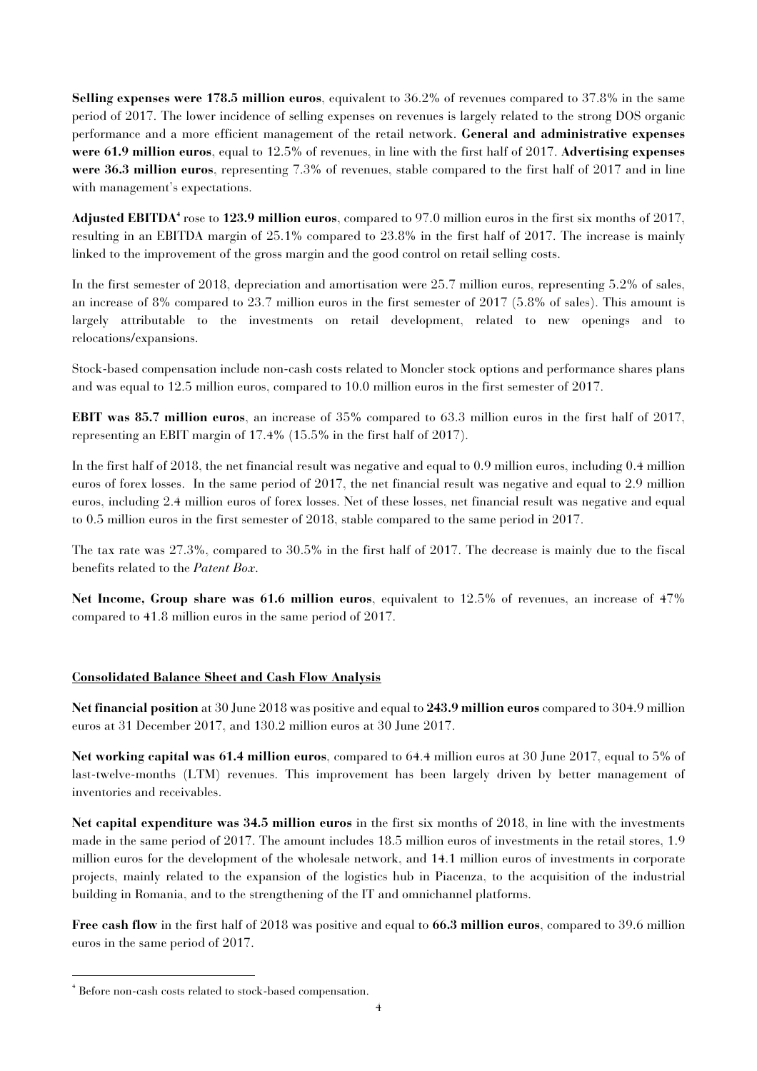**Selling expenses were 178.5 million euros**, equivalent to 36.2% of revenues compared to 37.8% in the same period of 2017. The lower incidence of selling expenses on revenues is largely related to the strong DOS organic performance and a more efficient management of the retail network. **General and administrative expenses were 61.9 million euros**, equal to 12.5% of revenues, in line with the first half of 2017. **Advertising expenses were 36.3 million euros**, representing 7.3% of revenues, stable compared to the first half of 2017 and in line with management's expectations.

**Adjusted EBITDA**[4] rose to **123.9 million euros**, compared to 97.0 million euros in the first six months of 2017, resulting in an EBITDA margin of 25.1% compared to 23.8% in the first half of 2017. The increase is mainly linked to the improvement of the gross margin and the good control on retail selling costs.

In the first semester of 2018, depreciation and amortisation were 25.7 million euros, representing 5.2% of sales, an increase of 8% compared to 23.7 million euros in the first semester of 2017 (5.8% of sales). This amount is largely attributable to the investments on retail development, related to new openings and to relocations/expansions.

Stock-based compensation include non-cash costs related to Moncler stock options and performance shares plans and was equal to 12.5 million euros, compared to 10.0 million euros in the first semester of 2017.

**EBIT was 85.7 million euros**, an increase of 35% compared to 63.3 million euros in the first half of 2017, representing an EBIT margin of 17.4% (15.5% in the first half of 2017).

In the first half of 2018, the net financial result was negative and equal to 0.9 million euros, including 0.4 million euros of forex losses. In the same period of 2017, the net financial result was negative and equal to 2.9 million euros, including 2.4 million euros of forex losses. Net of these losses, net financial result was negative and equal to 0.5 million euros in the first semester of 2018, stable compared to the same period in 2017.

The tax rate was 27.3%, compared to 30.5% in the first half of 2017. The decrease is mainly due to the fiscal benefits related to the *Patent Box*.

**Net Income, Group share was 61.6 million euros**, equivalent to 12.5% of revenues, an increase of 47% compared to 41.8 million euros in the same period of 2017.

## Consolidated Balance Sheet and Cash Flow Analysis

**Net financial position** at 30 June 2018 was positive and equal to **243.9 million euros** compared to 304.9 million euros at 31 December 2017, and 130.2 million euros at 30 June 2017.

**Net working capital was 61.4 million euros**, compared to 64.4 million euros at 30 June 2017, equal to 5% of last-twelve-months (LTM) revenues. This improvement has been largely driven by better management of inventories and receivables.

**Net capital expenditure was 34.5 million euros** in the first six months of 2018, in line with the investments made in the same period of 2017. The amount includes 18.5 million euros of investments in the retail stores, 1.9 million euros for the development of the wholesale network, and 14.1 million euros of investments in corporate projects, mainly related to the expansion of the logistics hub in Piacenza, to the acquisition of the industrial building in Romania, and to the strengthening of the IT and omnichannel platforms.

**Free cash flow** in the first half of 2018 was positive and equal to **66.3 million euros**, compared to 39.6 million euros in the same period of 2017.

---

[4] Before non-cash costs related to stock-based compensation.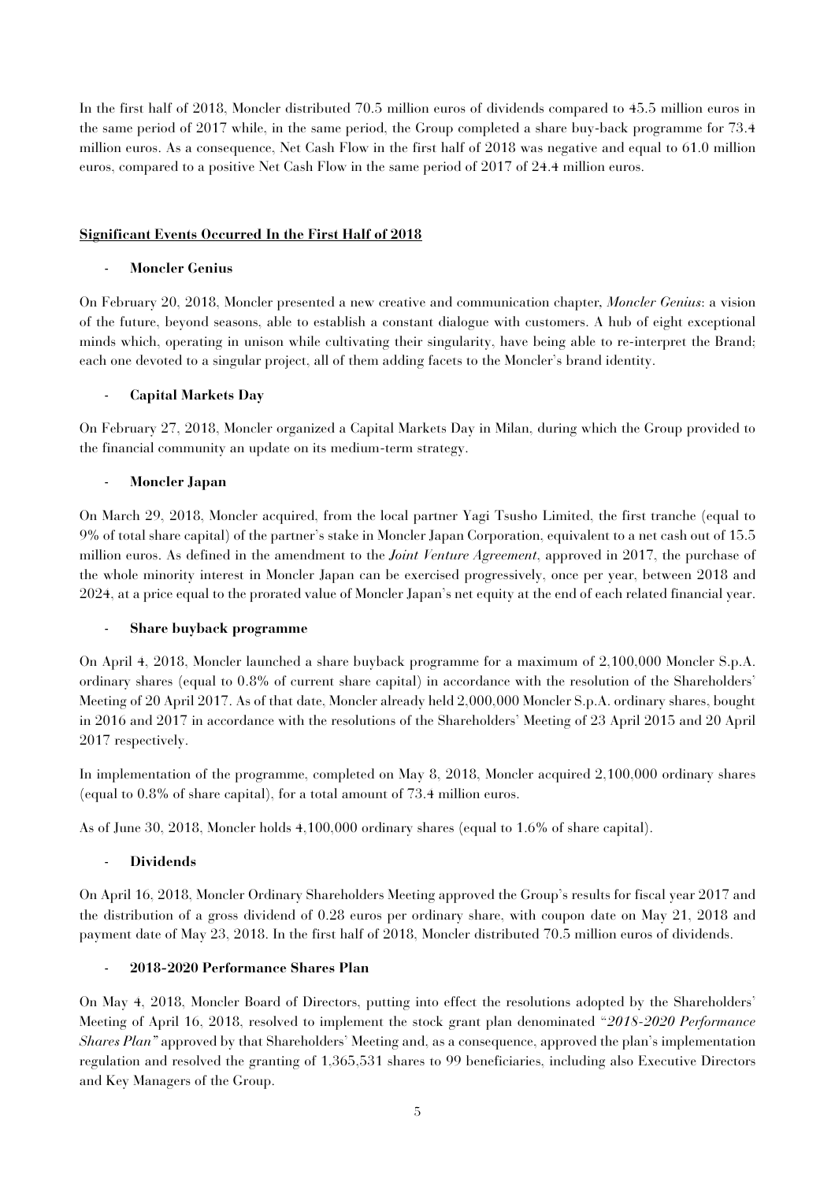In the first half of 2018, Moncler distributed 70.5 million euros of dividends compared to 45.5 million euros in the same period of 2017 while, in the same period, the Group completed a share buy-back programme for 73.4 million euros. As a consequence, Net Cash Flow in the first half of 2018 was negative and equal to 61.0 million euros, compared to a positive Net Cash Flow in the same period of 2017 of 24.4 million euros.

## Significant Events Occurred In the First Half of 2018

- **Moncler Genius**

On February 20, 2018, Moncler presented a new creative and communication chapter, *Moncler Genius*: a vision of the future, beyond seasons, able to establish a constant dialogue with customers. A hub of eight exceptional minds which, operating in unison while cultivating their singularity, have being able to re-interpret the Brand; each one devoted to a singular project, all of them adding facets to the Moncler's brand identity.

- **Capital Markets Day**

On February 27, 2018, Moncler organized a Capital Markets Day in Milan, during which the Group provided to the financial community an update on its medium-term strategy.

- **Moncler Japan**

On March 29, 2018, Moncler acquired, from the local partner Yagi Tsusho Limited, the first tranche (equal to 9% of total share capital) of the partner's stake in Moncler Japan Corporation, equivalent to a net cash out of 15.5 million euros. As defined in the amendment to the *Joint Venture Agreement*, approved in 2017, the purchase of the whole minority interest in Moncler Japan can be exercised progressively, once per year, between 2018 and 2024, at a price equal to the prorated value of Moncler Japan's net equity at the end of each related financial year.

- **Share buyback programme**

On April 4, 2018, Moncler launched a share buyback programme for a maximum of 2,100,000 Moncler S.p.A. ordinary shares (equal to 0.8% of current share capital) in accordance with the resolution of the Shareholders' Meeting of 20 April 2017. As of that date, Moncler already held 2,000,000 Moncler S.p.A. ordinary shares, bought in 2016 and 2017 in accordance with the resolutions of the Shareholders' Meeting of 23 April 2015 and 20 April 2017 respectively.

In implementation of the programme, completed on May 8, 2018, Moncler acquired 2,100,000 ordinary shares (equal to 0.8% of share capital), for a total amount of 73.4 million euros.

As of June 30, 2018, Moncler holds 4,100,000 ordinary shares (equal to 1.6% of share capital).

- **Dividends**

On April 16, 2018, Moncler Ordinary Shareholders Meeting approved the Group's results for fiscal year 2017 and the distribution of a gross dividend of 0.28 euros per ordinary share, with coupon date on May 21, 2018 and payment date of May 23, 2018. In the first half of 2018, Moncler distributed 70.5 million euros of dividends.

- **2018-2020 Performance Shares Plan**

On May 4, 2018, Moncler Board of Directors, putting into effect the resolutions adopted by the Shareholders' Meeting of April 16, 2018, resolved to implement the stock grant plan denominated *"2018-2020 Performance Shares Plan"* approved by that Shareholders' Meeting and, as a consequence, approved the plan's implementation regulation and resolved the granting of 1,365,531 shares to 99 beneficiaries, including also Executive Directors and Key Managers of the Group.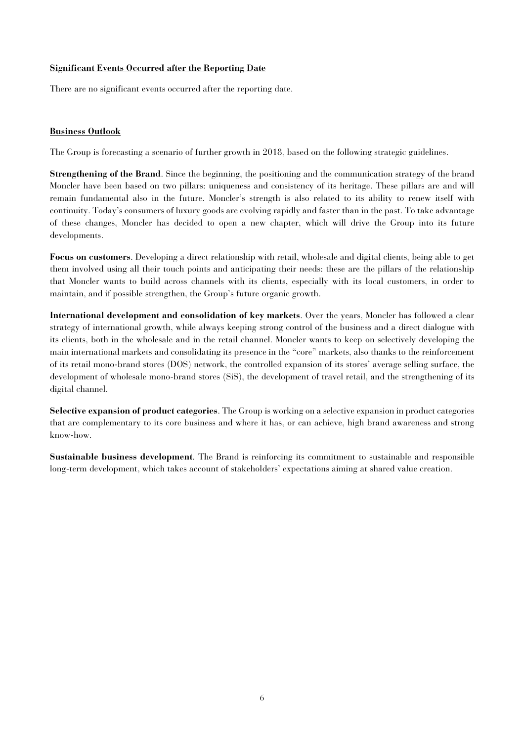## Significant Events Occurred after the Reporting Date

There are no significant events occurred after the reporting date.

## Business Outlook

The Group is forecasting a scenario of further growth in 2018, based on the following strategic guidelines.

**Strengthening of the Brand**. Since the beginning, the positioning and the communication strategy of the brand Moncler have been based on two pillars: uniqueness and consistency of its heritage. These pillars are and will remain fundamental also in the future. Moncler's strength is also related to its ability to renew itself with continuity. Today's consumers of luxury goods are evolving rapidly and faster than in the past. To take advantage of these changes, Moncler has decided to open a new chapter, which will drive the Group into its future developments.

**Focus on customers**. Developing a direct relationship with retail, wholesale and digital clients, being able to get them involved using all their touch points and anticipating their needs: these are the pillars of the relationship that Moncler wants to build across channels with its clients, especially with its local customers, in order to maintain, and if possible strengthen, the Group's future organic growth.

**International development and consolidation of key markets**. Over the years, Moncler has followed a clear strategy of international growth, while always keeping strong control of the business and a direct dialogue with its clients, both in the wholesale and in the retail channel. Moncler wants to keep on selectively developing the main international markets and consolidating its presence in the "core" markets, also thanks to the reinforcement of its retail mono-brand stores (DOS) network, the controlled expansion of its stores' average selling surface, the development of wholesale mono-brand stores (SiS), the development of travel retail, and the strengthening of its digital channel.

**Selective expansion of product categories**. The Group is working on a selective expansion in product categories that are complementary to its core business and where it has, or can achieve, high brand awareness and strong know-how.

**Sustainable business development**. The Brand is reinforcing its commitment to sustainable and responsible long-term development, which takes account of stakeholders' expectations aiming at shared value creation.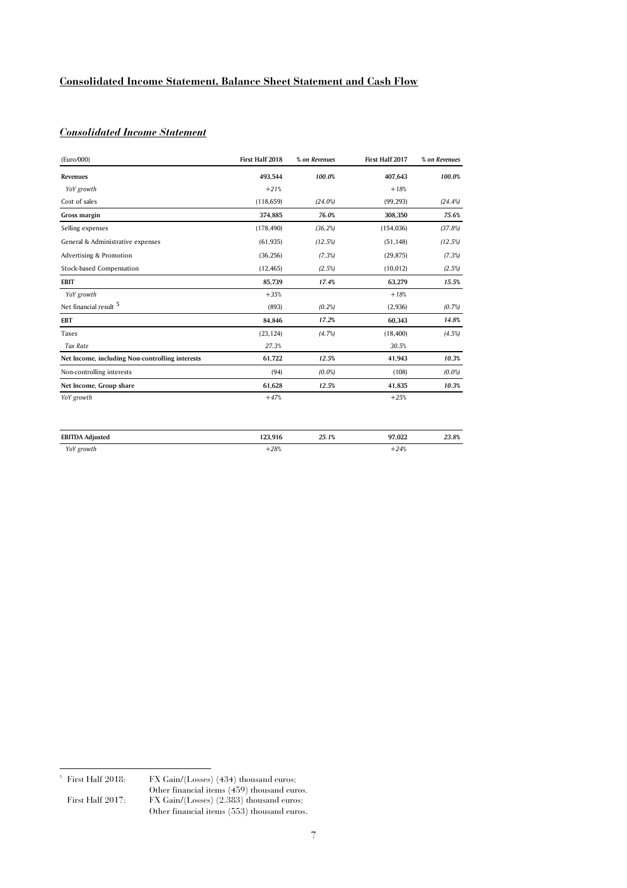## Consolidated Income Statement, Balance Sheet Statement and Cash Flow

### *Consolidated Income Statement*

| (Euro/000) | First Half 2018 | *% on Revenues* | First Half 2017 | *% on Revenues* |
|---|---|---|---|---|
| **Revenues** | **493,544** | ***100.0%*** | **407,643** | ***100.0%*** |
| *YoY growth* | *+21%* | | *+18%* | |
| Cost of sales | (118,659) | *(24.0%)* | (99,293) | *(24.4%)* |
| **Gross margin** | **374,885** | ***76.0%*** | **308,350** | ***75.6%*** |
| Selling expenses | (178,490) | *(36.2%)* | (154,036) | *(37.8%)* |
| General & Administrative expenses | (61,935) | *(12.5%)* | (51,148) | *(12.5%)* |
| Advertising & Promotion | (36,256) | *(7.3%)* | (29,875) | *(7.3%)* |
| Stock-based Compensation | (12,465) | *(2.5%)* | (10,012) | *(2.5%)* |
| **EBIT** | **85,739** | ***17.4%*** | **63,279** | ***15.5%*** |
| *YoY growth* | *+35%* | | *+18%* | |
| Net financial result [5] | (893) | *(0.2%)* | (2,936) | *(0.7%)* |
| **EBT** | **84,846** | ***17.2%*** | **60,343** | ***14.8%*** |
| Taxes | (23,124) | *(4.7%)* | (18,400) | *(4.5%)* |
| *Tax Rate* | *27.3%* | | *30.5%* | |
| **Net Income, including Non-controlling interests** | **61,722** | ***12.5%*** | **41,943** | ***10.3%*** |
| Non-controlling interests | (94) | *(0.0%)* | (108) | *(0.0%)* |
| **Net Income, Group share** | **61,628** | ***12.5%*** | **41,835** | ***10.3%*** |
| *YoY growth* | *+47%* | | *+25%* | |

| | | | | |
|---|---|---|---|---|
| **EBITDA Adjusted** | **123,916** | ***25.1%*** | **97,022** | ***23.8%*** |
| *YoY growth* | *+28%* | | *+24%* | |

---

[5] First Half 2018: FX Gain/(Losses) (434) thousand euros; Other financial items (459) thousand euros.
First Half 2017: FX Gain/(Losses) (2.383) thousand euros; Other financial items (553) thousand euros.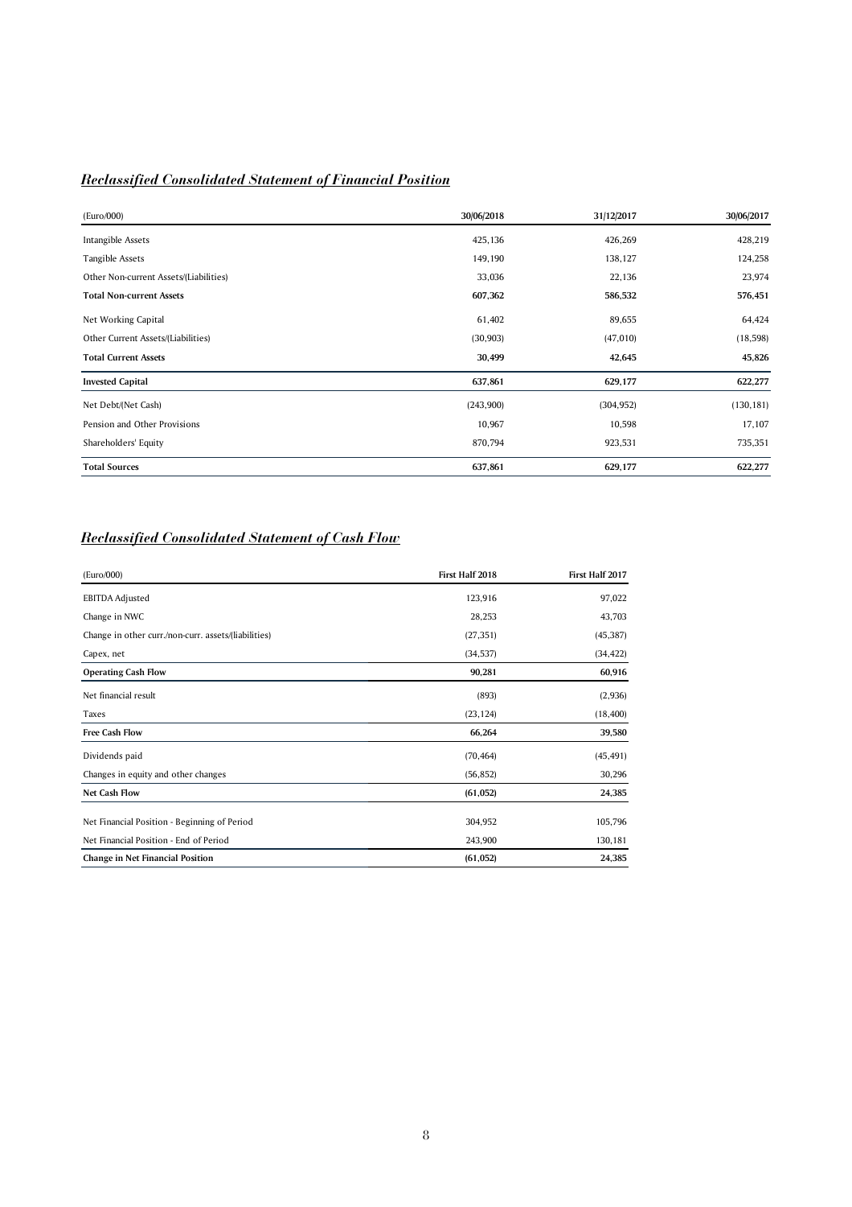## ***Reclassified Consolidated Statement of Financial Position***

| (Euro/000) | 30/06/2018 | 31/12/2017 | 30/06/2017 |
|---|---|---|---|
| Intangible Assets | 425,136 | 426,269 | 428,219 |
| Tangible Assets | 149,190 | 138,127 | 124,258 |
| Other Non-current Assets/(Liabilities) | 33,036 | 22,136 | 23,974 |
| **Total Non-current Assets** | **607,362** | **586,532** | **576,451** |
| Net Working Capital | 61,402 | 89,655 | 64,424 |
| Other Current Assets/(Liabilities) | (30,903) | (47,010) | (18,598) |
| **Total Current Assets** | **30,499** | **42,645** | **45,826** |
| **Invested Capital** | **637,861** | **629,177** | **622,277** |
| Net Debt/(Net Cash) | (243,900) | (304,952) | (130,181) |
| Pension and Other Provisions | 10,967 | 10,598 | 17,107 |
| Shareholders' Equity | 870,794 | 923,531 | 735,351 |
| **Total Sources** | **637,861** | **629,177** | **622,277** |

## ***Reclassified Consolidated Statement of Cash Flow***

| (Euro/000) | First Half 2018 | First Half 2017 |
|---|---|---|
| EBITDA Adjusted | 123,916 | 97,022 |
| Change in NWC | 28,253 | 43,703 |
| Change in other curr./non-curr. assets/(liabilities) | (27,351) | (45,387) |
| Capex, net | (34,537) | (34,422) |
| **Operating Cash Flow** | **90,281** | **60,916** |
| Net financial result | (893) | (2,936) |
| Taxes | (23,124) | (18,400) |
| **Free Cash Flow** | **66,264** | **39,580** |
| Dividends paid | (70,464) | (45,491) |
| Changes in equity and other changes | (56,852) | 30,296 |
| **Net Cash Flow** | **(61,052)** | **24,385** |
| Net Financial Position - Beginning of Period | 304,952 | 105,796 |
| Net Financial Position - End of Period | 243,900 | 130,181 |
| **Change in Net Financial Position** | **(61,052)** | **24,385** |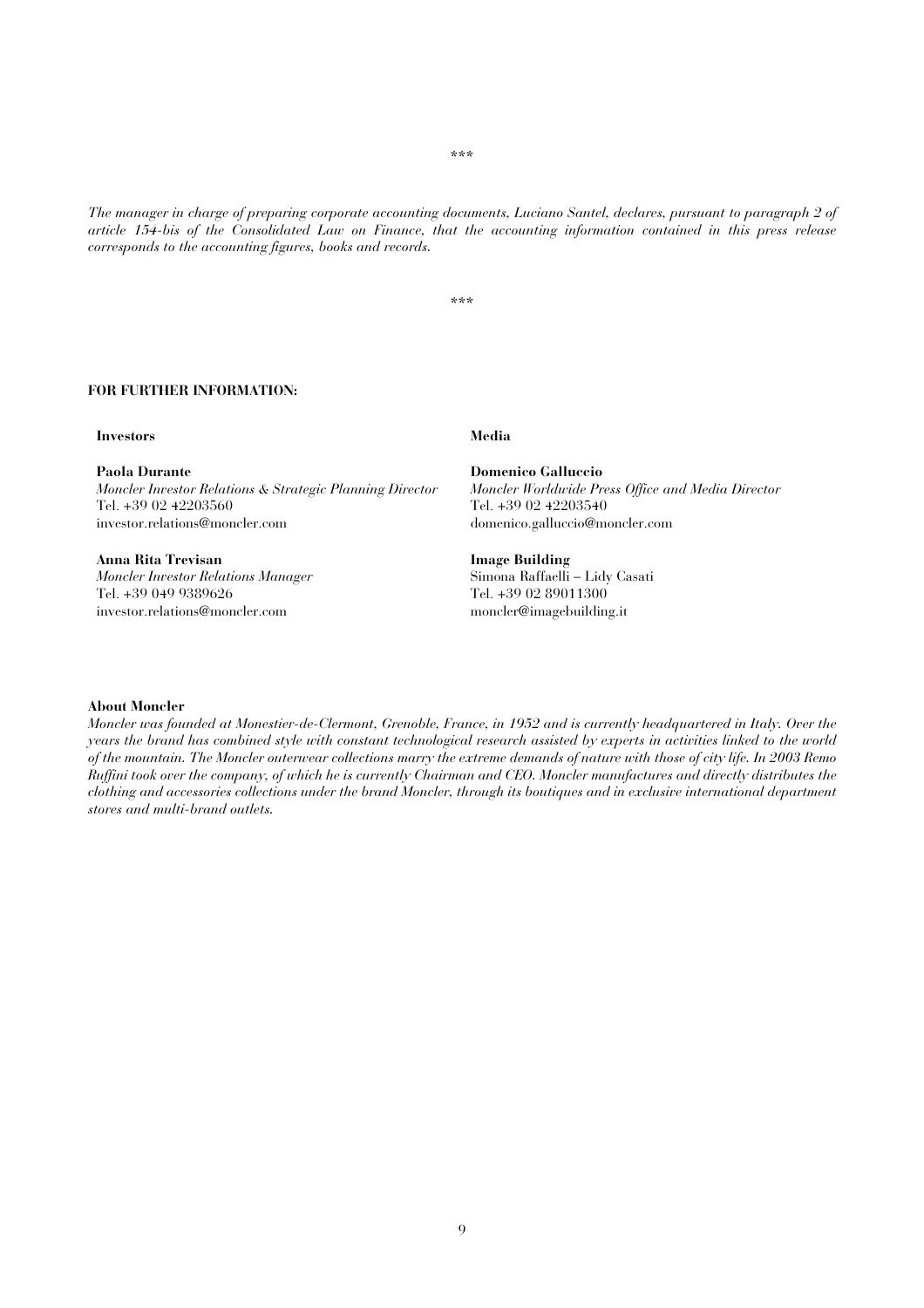\*\*\*

*The manager in charge of preparing corporate accounting documents, Luciano Santel, declares, pursuant to paragraph 2 of article 154-bis of the Consolidated Law on Finance, that the accounting information contained in this press release corresponds to the accounting figures, books and records.*

\*\*\*

**FOR FURTHER INFORMATION:**

**Investors**

**Paola Durante**
*Moncler Investor Relations & Strategic Planning Director*
Tel. +39 02 42203560
investor.relations@moncler.com

**Anna Rita Trevisan**
*Moncler Investor Relations Manager*
Tel. +39 049 9389626
investor.relations@moncler.com

**Media**

**Domenico Galluccio**
*Moncler Worldwide Press Office and Media Director*
Tel. +39 02 42203540
domenico.galluccio@moncler.com

**Image Building**
Simona Raffaelli – Lidy Casati
Tel. +39 02 89011300
moncler@imagebuilding.it

**About Moncler**
*Moncler was founded at Monestier-de-Clermont, Grenoble, France, in 1952 and is currently headquartered in Italy. Over the years the brand has combined style with constant technological research assisted by experts in activities linked to the world of the mountain. The Moncler outerwear collections marry the extreme demands of nature with those of city life. In 2003 Remo Ruffini took over the company, of which he is currently Chairman and CEO. Moncler manufactures and directly distributes the clothing and accessories collections under the brand Moncler, through its boutiques and in exclusive international department stores and multi-brand outlets.*